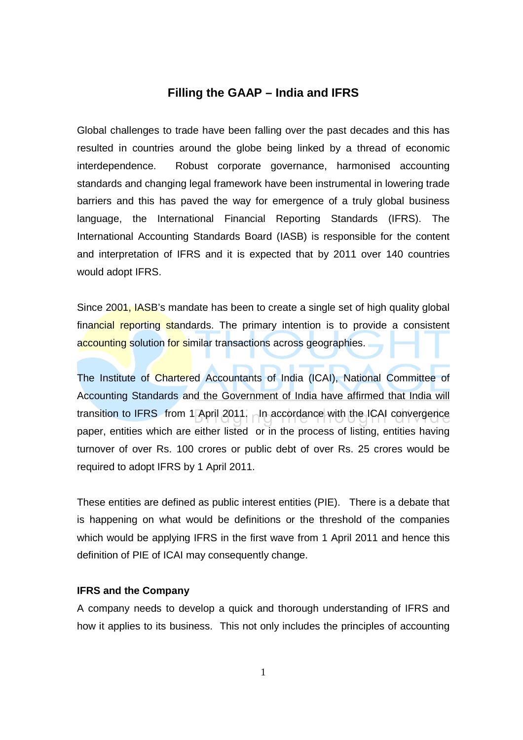# Filling the GAAP – India and IFRS

Global challenges to trade have been falling over the past decades and this has resulted in countries around the globe being linked by a thread of economic interdependence. Robust corporate governance, harmonised accounting standards and changing legal framework have been instrumental in lowering trade barriers and this has paved the way for emergence of a truly global business language, the International Financial Reporting Standards (IFRS). The International Accounting Standards Board (IASB) is responsible for the content and interpretation of IFRS and it is expected that by 2011 over 140 countries would adopt IFRS.

Since 2001, IASB's mandate has been to create a single set of high quality global financial reporting standards. The primary intention is to provide a consistent accounting solution for similar transactions across geographies.

The Institute of Chartered Accountants of India (ICAI), National Committee of Accounting Standards and the Government of India have affirmed that India will transition to IFRS from 1 April 2011. In accordance with the ICAI convergence paper, entities which are either listed or in the process of listing, entities having turnover of over Rs. 100 crores or public debt of over Rs. 25 crores would be required to adopt IFRS by 1 April 2011.

These entities are defined as public interest entities (PIE). There is a debate that is happening on what would be definitions or the threshold of the companies which would be applying IFRS in the first wave from 1 April 2011 and hence this definition of PIE of ICAI may consequently change.

**IFRS and the Company**

A company needs to develop a quick and thorough understanding of IFRS and how it applies to its business. This not only includes the principles of accounting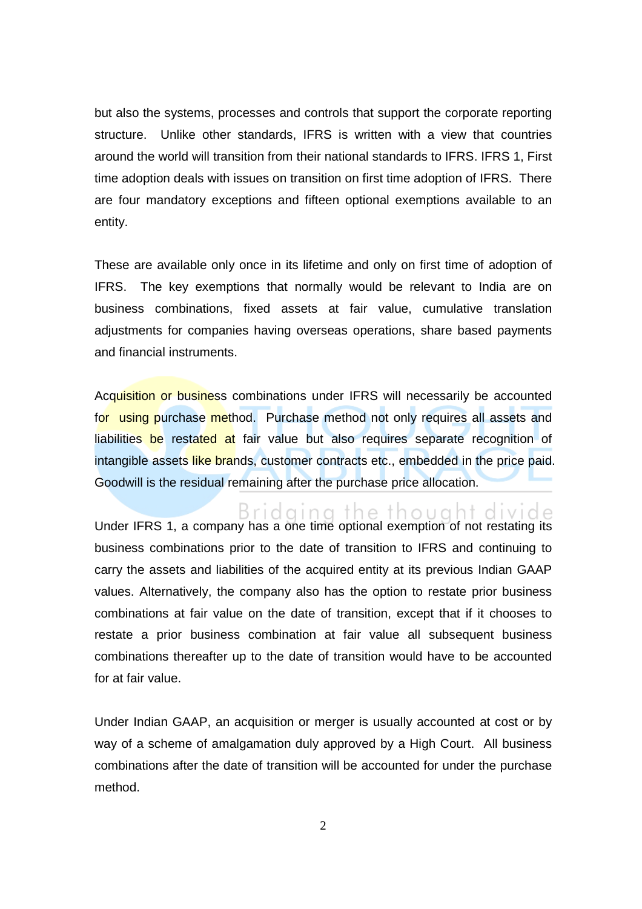but also the systems, processes and controls that support the corporate reporting structure. Unlike other standards, IFRS is written with a view that countries around the world will transition from their national standards to IFRS. IFRS 1, First time adoption deals with issues on transition on first time adoption of IFRS. There are four mandatory exceptions and fifteen optional exemptions available to an entity.

These are available only once in its lifetime and only on first time of adoption of IFRS. The key exemptions that normally would be relevant to India are on business combinations, fixed assets at fair value, cumulative translation adjustments for companies having overseas operations, share based payments and financial instruments.

Acquisition or business combinations under IFRS will necessarily be accounted for using purchase method. Purchase method not only requires all assets and liabilities be restated at fair value but also requires separate recognition of intangible assets like brands, customer contracts etc., embedded in the price paid. Goodwill is the residual remaining after the purchase price allocation.

Under IFRS 1, a company has a one time optional exemption of not restating its business combinations prior to the date of transition to IFRS and continuing to carry the assets and liabilities of the acquired entity at its previous Indian GAAP values. Alternatively, the company also has the option to restate prior business combinations at fair value on the date of transition, except that if it chooses to restate a prior business combination at fair value all subsequent business combinations thereafter up to the date of transition would have to be accounted for at fair value.

Under Indian GAAP, an acquisition or merger is usually accounted at cost or by way of a scheme of amalgamation duly approved by a High Court. All business combinations after the date of transition will be accounted for under the purchase method.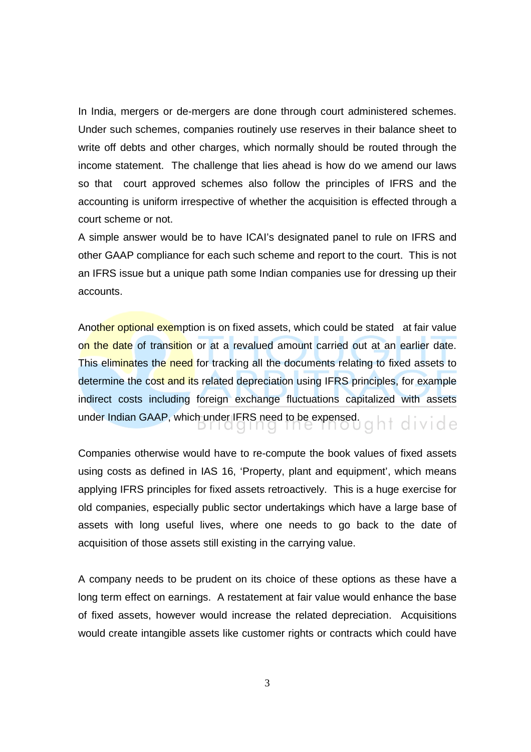In India, mergers or de-mergers are done through court administered schemes. Under such schemes, companies routinely use reserves in their balance sheet to write off debts and other charges, which normally should be routed through the income statement. The challenge that lies ahead is how do we amend our laws so that court approved schemes also follow the principles of IFRS and the accounting is uniform irrespective of whether the acquisition is effected through a court scheme or not.

A simple answer would be to have ICAI's designated panel to rule on IFRS and other GAAP compliance for each such scheme and report to the court. This is not an IFRS issue but a unique path some Indian companies use for dressing up their accounts.

Another optional exemption is on fixed assets, which could be stated at fair value on the date of transition or at a revalued amount carried out at an earlier date. This eliminates the need for tracking all the documents relating to fixed assets to determine the cost and its related depreciation using IFRS principles, for example indirect costs including foreign exchange fluctuations capitalized with assets under Indian GAAP, which under IFRS need to be expensed.

Companies otherwise would have to re-compute the book values of fixed assets using costs as defined in IAS 16, 'Property, plant and equipment', which means applying IFRS principles for fixed assets retroactively. This is a huge exercise for old companies, especially public sector undertakings which have a large base of assets with long useful lives, where one needs to go back to the date of acquisition of those assets still existing in the carrying value.

A company needs to be prudent on its choice of these options as these have a long term effect on earnings. A restatement at fair value would enhance the base of fixed assets, however would increase the related depreciation. Acquisitions would create intangible assets like customer rights or contracts which could have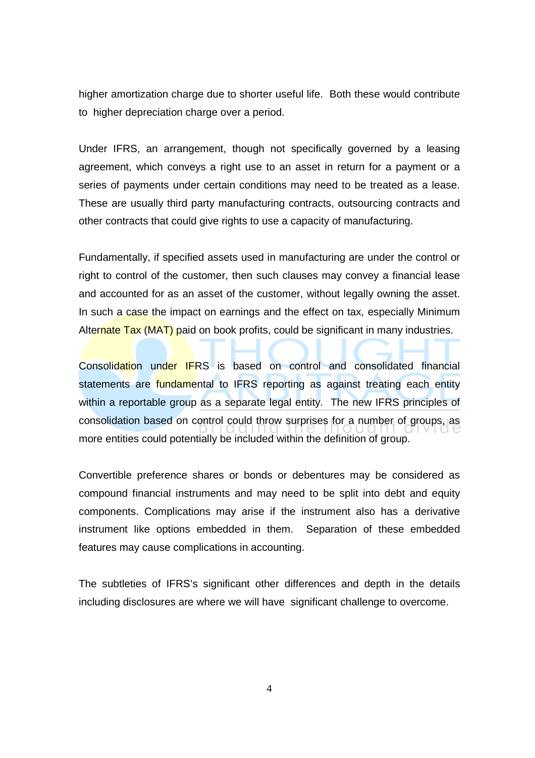higher amortization charge due to shorter useful life. Both these would contribute to higher depreciation charge over a period.

Under IFRS, an arrangement, though not specifically governed by a leasing agreement, which conveys a right use to an asset in return for a payment or a series of payments under certain conditions may need to be treated as a lease. These are usually third party manufacturing contracts, outsourcing contracts and other contracts that could give rights to use a capacity of manufacturing.

Fundamentally, if specified assets used in manufacturing are under the control or right to control of the customer, then such clauses may convey a financial lease and accounted for as an asset of the customer, without legally owning the asset. In such a case the impact on earnings and the effect on tax, especially Minimum Alternate Tax (MAT) paid on book profits, could be significant in many industries.

Consolidation under IFRS is based on control and consolidated financial statements are fundamental to IFRS reporting as against treating each entity within a reportable group as a separate legal entity. The new IFRS principles of consolidation based on control could throw surprises for a number of groups, as more entities could potentially be included within the definition of group.

Convertible preference shares or bonds or debentures may be considered as compound financial instruments and may need to be split into debt and equity components. Complications may arise if the instrument also has a derivative instrument like options embedded in them. Separation of these embedded features may cause complications in accounting.

The subtleties of IFRS's significant other differences and depth in the details including disclosures are where we will have significant challenge to overcome.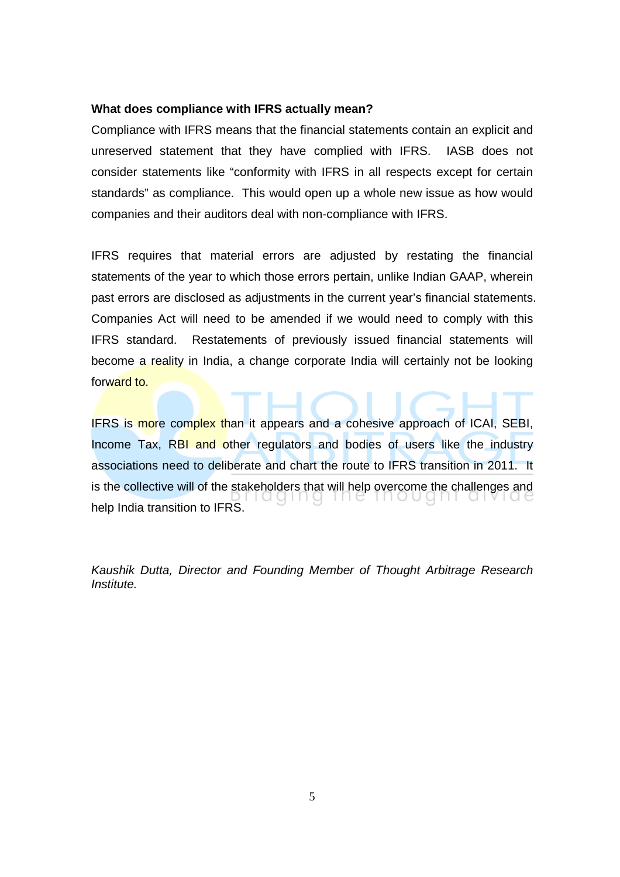**What does compliance with IFRS actually mean?**

Compliance with IFRS means that the financial statements contain an explicit and unreserved statement that they have complied with IFRS. IASB does not consider statements like "conformity with IFRS in all respects except for certain standards" as compliance. This would open up a whole new issue as how would companies and their auditors deal with non-compliance with IFRS.

IFRS requires that material errors are adjusted by restating the financial statements of the year to which those errors pertain, unlike Indian GAAP, wherein past errors are disclosed as adjustments in the current year's financial statements. Companies Act will need to be amended if we would need to comply with this IFRS standard. Restatements of previously issued financial statements will become a reality in India, a change corporate India will certainly not be looking forward to.

IFRS is more complex than it appears and a cohesive approach of ICAI, SEBI, Income Tax, RBI and other regulators and bodies of users like the industry associations need to deliberate and chart the route to IFRS transition in 2011. It is the collective will of the stakeholders that will help overcome the challenges and help India transition to IFRS.

*Kaushik Dutta, Director and Founding Member of Thought Arbitrage Research Institute.*